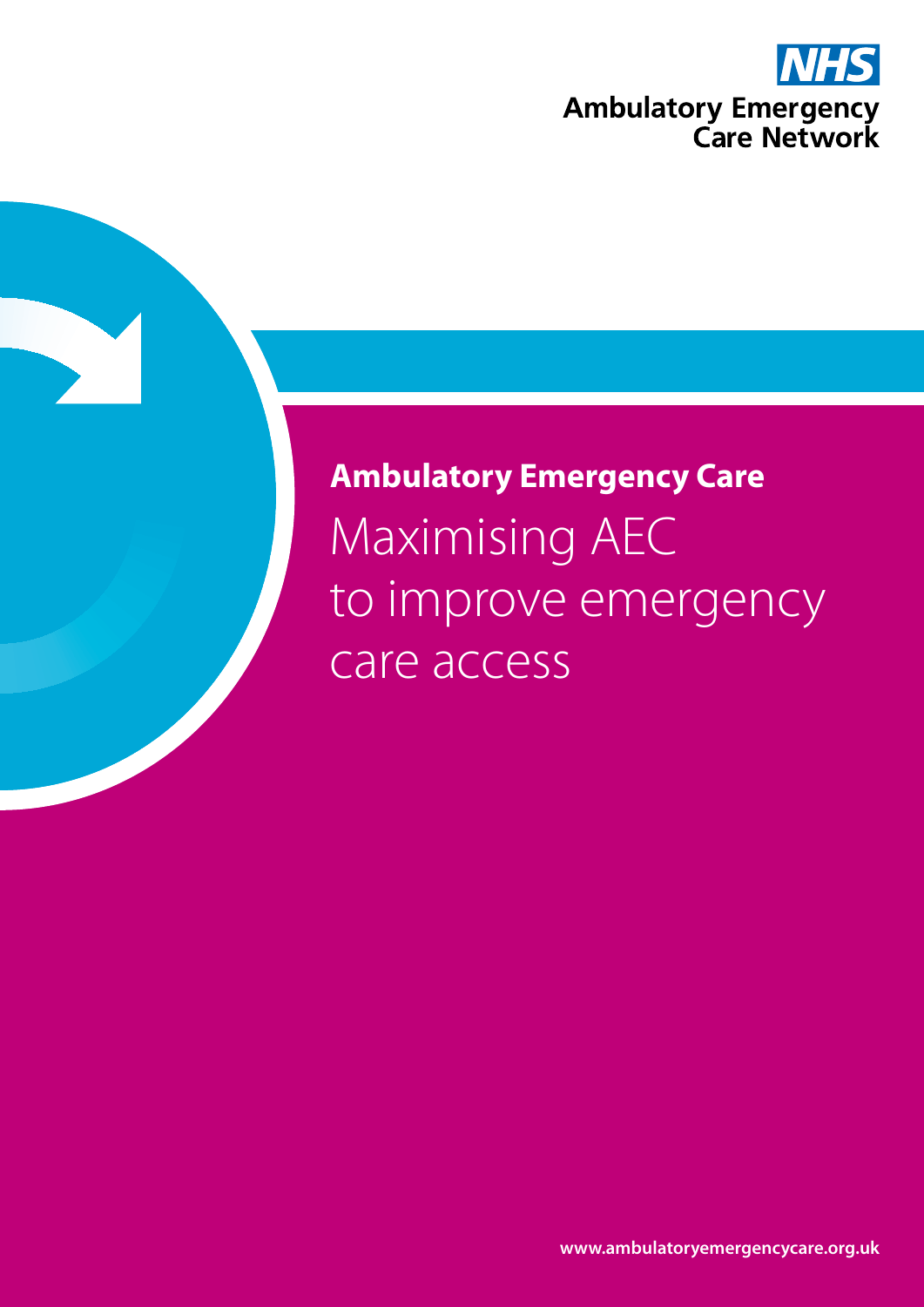NHS

Ambulatory Emergency Care Network

# Ambulatory Emergency Care

Maximising AEC to improve emergency care access

www.ambulatoryemergencycare.org.uk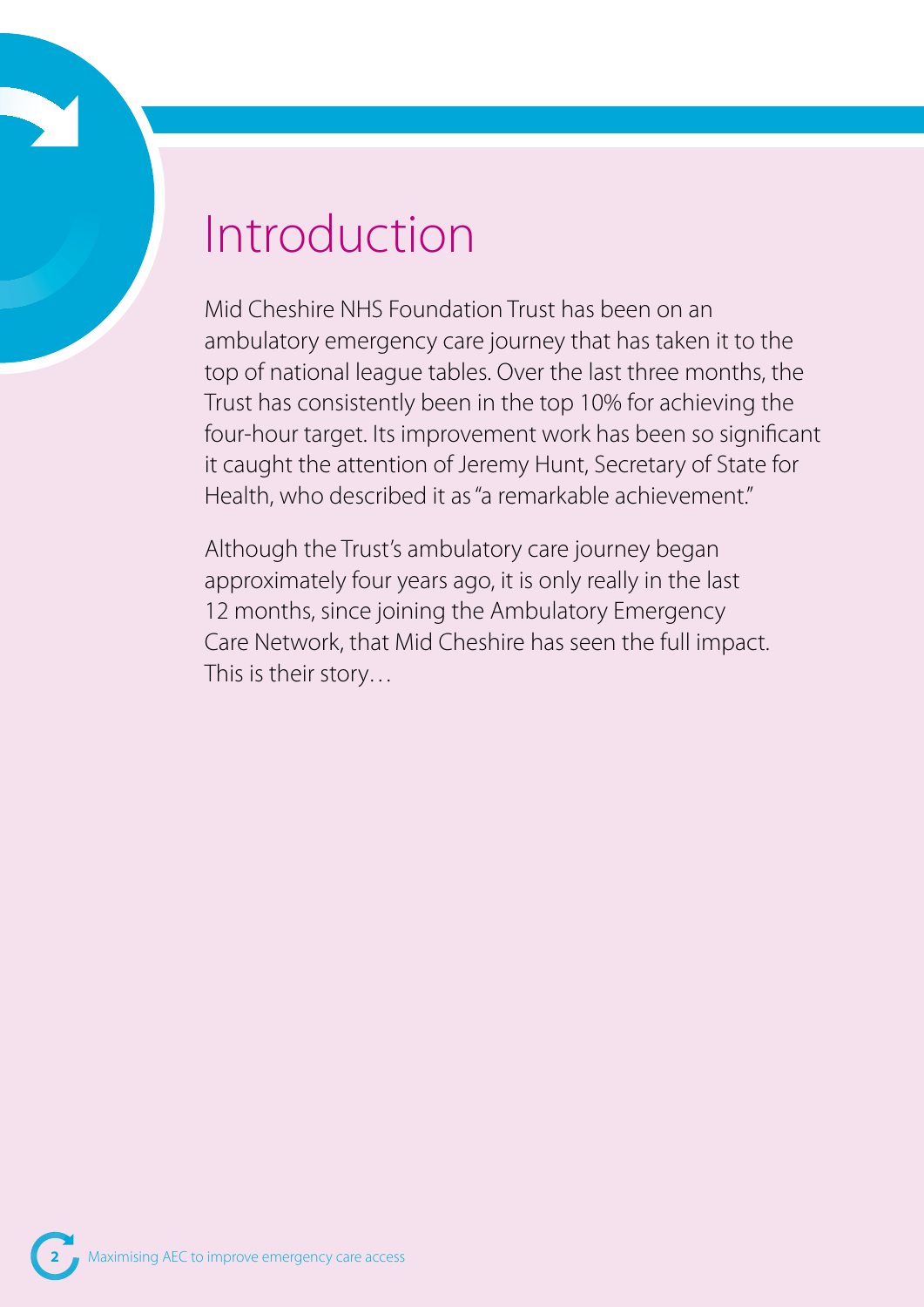# Introduction

Mid Cheshire NHS Foundation Trust has been on an ambulatory emergency care journey that has taken it to the top of national league tables. Over the last three months, the Trust has consistently been in the top 10% for achieving the four-hour target. Its improvement work has been so significant it caught the attention of Jeremy Hunt, Secretary of State for Health, who described it as "a remarkable achievement."

Although the Trust's ambulatory care journey began approximately four years ago, it is only really in the last 12 months, since joining the Ambulatory Emergency Care Network, that Mid Cheshire has seen the full impact. This is their story…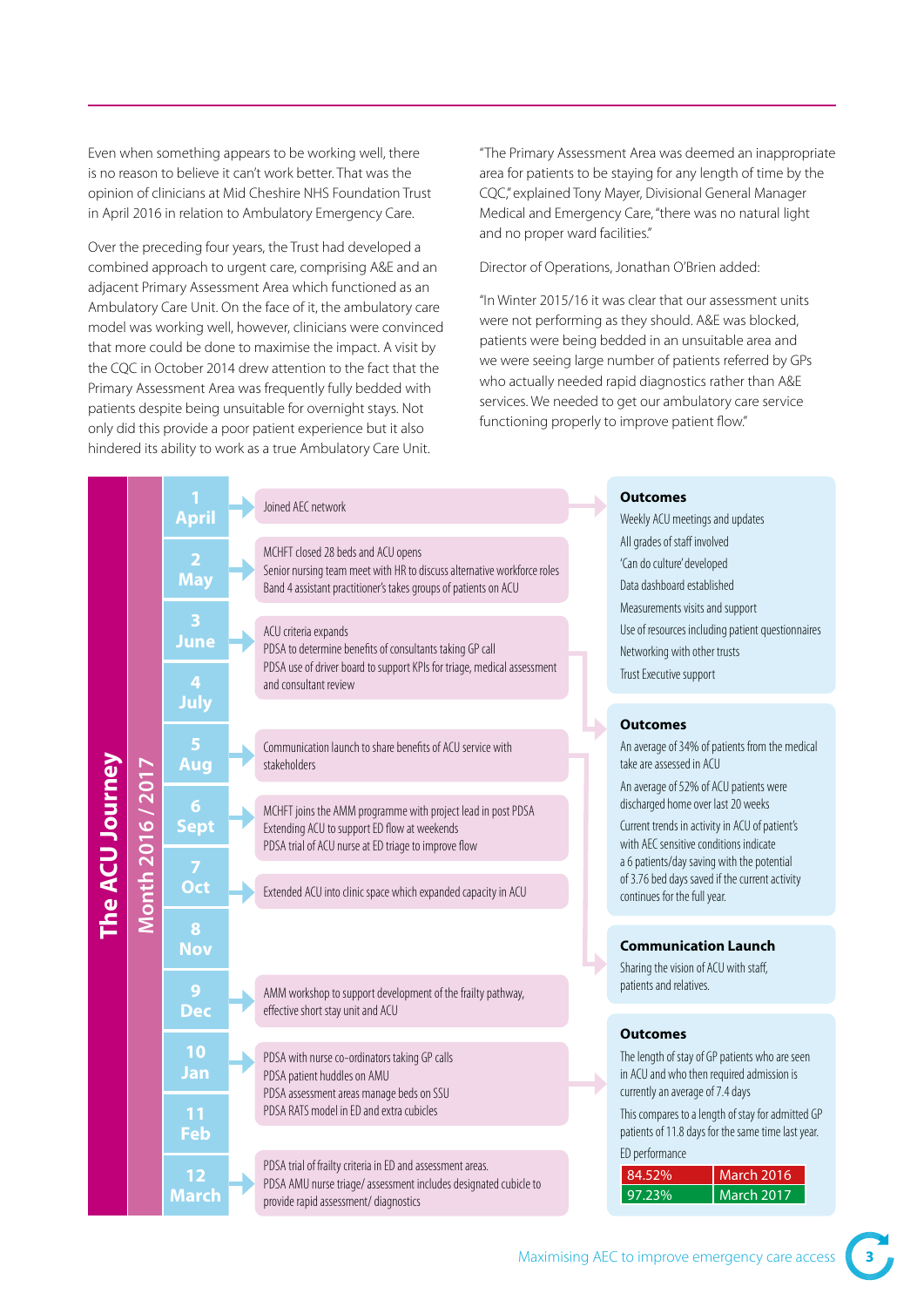Even when something appears to be working well, there is no reason to believe it can't work better. That was the opinion of clinicians at Mid Cheshire NHS Foundation Trust in April 2016 in relation to Ambulatory Emergency Care.

Over the preceding four years, the Trust had developed a combined approach to urgent care, comprising A&E and an adjacent Primary Assessment Area which functioned as an Ambulatory Care Unit. On the face of it, the ambulatory care model was working well, however, clinicians were convinced that more could be done to maximise the impact. A visit by the CQC in October 2014 drew attention to the fact that the Primary Assessment Area was frequently fully bedded with patients despite being unsuitable for overnight stays. Not only did this provide a poor patient experience but it also hindered its ability to work as a true Ambulatory Care Unit.

"The Primary Assessment Area was deemed an inappropriate area for patients to be staying for any length of time by the CQC," explained Tony Mayer, Divisional General Manager Medical and Emergency Care, "there was no natural light and no proper ward facilities."

Director of Operations, Jonathan O'Brien added:

"In Winter 2015/16 it was clear that our assessment units were not performing as they should. A&E was blocked, patients were being bedded in an unsuitable area and we were seeing large number of patients referred by GPs who actually needed rapid diagnostics rather than A&E services. We needed to get our ambulatory care service functioning properly to improve patient flow."

## The ACU Journey

### Month 2016 / 2017

**1 April**
- Joined AEC network

**2 May**
- MCHFT closed 28 beds and ACU opens
- Senior nursing team meet with HR to discuss alternative workforce roles
- Band 4 assistant practitioner's takes groups of patients on ACU

**3 June / 4 July**
- ACU criteria expands
- PDSA to determine benefits of consultants taking GP call
- PDSA use of driver board to support KPIs for triage, medical assessment and consultant review

**Outcomes**
- Weekly ACU meetings and updates
- All grades of staff involved
- 'Can do culture' developed
- Data dashboard established
- Measurements visits and support
- Use of resources including patient questionnaires
- Networking with other trusts
- Trust Executive support

**5 Aug**
- Communication launch to share benefits of ACU service with stakeholders

**6 Sept**
- MCHFT joins the AMM programme with project lead in post PDSA
- Extending ACU to support ED flow at weekends
- PDSA trial of ACU nurse at ED triage to improve flow

**7 Oct**
- Extended ACU into clinic space which expanded capacity in ACU

**Outcomes**
- An average of 34% of patients from the medical take are assessed in ACU
- An average of 52% of ACU patients were discharged home over last 20 weeks
- Current trends in activity in ACU of patient's with AEC sensitive conditions indicate a 6 patients/day saving with the potential of 3.76 bed days saved if the current activity continues for the full year.

**8 Nov**

**Communication Launch**

Sharing the vision of ACU with staff, patients and relatives.

**9 Dec**
- AMM workshop to support development of the frailty pathway, effective short stay unit and ACU

**10 Jan / 11 Feb**
- PDSA with nurse co-ordinators taking GP calls
- PDSA patient huddles on AMU
- PDSA assessment areas manage beds on SSU
- PDSA RATS model in ED and extra cubicles

**12 March**
- PDSA trial of frailty criteria in ED and assessment areas.
- PDSA AMU nurse triage/ assessment includes designated cubicle to provide rapid assessment/ diagnostics

**Outcomes**
- The length of stay of GP patients who are seen in ACU and who then required admission is currently an average of 7.4 days
- This compares to a length of stay for admitted GP patients of 11.8 days for the same time last year.

ED performance

| | |
|---|---|
| 84.52% | March 2016 |
| 97.23% | March 2017 |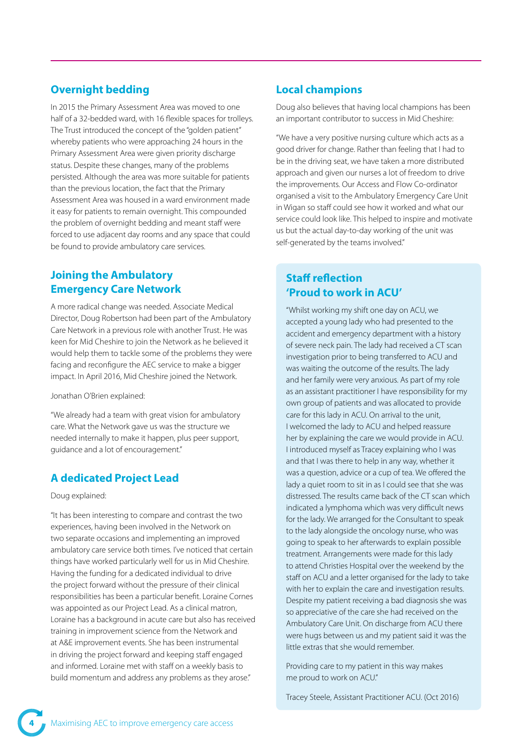## Overnight bedding

In 2015 the Primary Assessment Area was moved to one half of a 32-bedded ward, with 16 flexible spaces for trolleys. The Trust introduced the concept of the "golden patient" whereby patients who were approaching 24 hours in the Primary Assessment Area were given priority discharge status. Despite these changes, many of the problems persisted. Although the area was more suitable for patients than the previous location, the fact that the Primary Assessment Area was housed in a ward environment made it easy for patients to remain overnight. This compounded the problem of overnight bedding and meant staff were forced to use adjacent day rooms and any space that could be found to provide ambulatory care services.

## Joining the Ambulatory Emergency Care Network

A more radical change was needed. Associate Medical Director, Doug Robertson had been part of the Ambulatory Care Network in a previous role with another Trust. He was keen for Mid Cheshire to join the Network as he believed it would help them to tackle some of the problems they were facing and reconfigure the AEC service to make a bigger impact. In April 2016, Mid Cheshire joined the Network.

Jonathan O'Brien explained:

"We already had a team with great vision for ambulatory care. What the Network gave us was the structure we needed internally to make it happen, plus peer support, guidance and a lot of encouragement."

## A dedicated Project Lead

Doug explained:

"It has been interesting to compare and contrast the two experiences, having been involved in the Network on two separate occasions and implementing an improved ambulatory care service both times. I've noticed that certain things have worked particularly well for us in Mid Cheshire. Having the funding for a dedicated individual to drive the project forward without the pressure of their clinical responsibilities has been a particular benefit. Loraine Cornes was appointed as our Project Lead. As a clinical matron, Loraine has a background in acute care but also has received training in improvement science from the Network and at A&E improvement events. She has been instrumental in driving the project forward and keeping staff engaged and informed. Loraine met with staff on a weekly basis to build momentum and address any problems as they arose."

## Local champions

Doug also believes that having local champions has been an important contributor to success in Mid Cheshire:

"We have a very positive nursing culture which acts as a good driver for change. Rather than feeling that I had to be in the driving seat, we have taken a more distributed approach and given our nurses a lot of freedom to drive the improvements. Our Access and Flow Co-ordinator organised a visit to the Ambulatory Emergency Care Unit in Wigan so staff could see how it worked and what our service could look like. This helped to inspire and motivate us but the actual day-to-day working of the unit was self-generated by the teams involved."

### Staff reflection 'Proud to work in ACU'

"Whilst working my shift one day on ACU, we accepted a young lady who had presented to the accident and emergency department with a history of severe neck pain. The lady had received a CT scan investigation prior to being transferred to ACU and was waiting the outcome of the results. The lady and her family were very anxious. As part of my role as an assistant practitioner I have responsibility for my own group of patients and was allocated to provide care for this lady in ACU. On arrival to the unit, I welcomed the lady to ACU and helped reassure her by explaining the care we would provide in ACU. I introduced myself as Tracey explaining who I was and that I was there to help in any way, whether it was a question, advice or a cup of tea. We offered the lady a quiet room to sit in as I could see that she was distressed. The results came back of the CT scan which indicated a lymphoma which was very difficult news for the lady. We arranged for the Consultant to speak to the lady alongside the oncology nurse, who was going to speak to her afterwards to explain possible treatment. Arrangements were made for this lady to attend Christies Hospital over the weekend by the staff on ACU and a letter organised for the lady to take with her to explain the care and investigation results. Despite my patient receiving a bad diagnosis she was so appreciative of the care she had received on the Ambulatory Care Unit. On discharge from ACU there were hugs between us and my patient said it was the little extras that she would remember.

Providing care to my patient in this way makes me proud to work on ACU."

Tracey Steele, Assistant Practitioner ACU. (Oct 2016)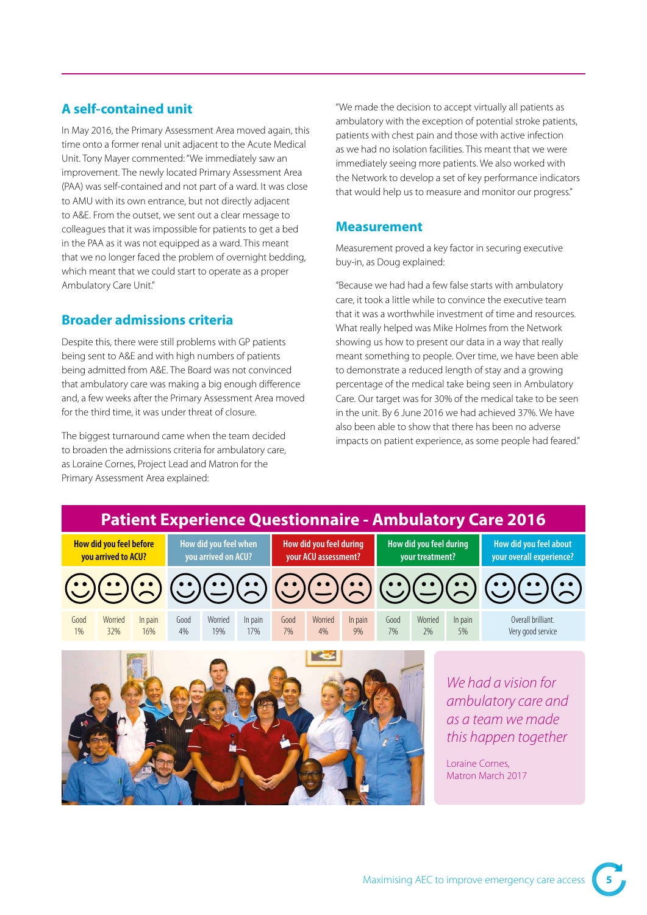## A self-contained unit

In May 2016, the Primary Assessment Area moved again, this time onto a former renal unit adjacent to the Acute Medical Unit. Tony Mayer commented: "We immediately saw an improvement. The newly located Primary Assessment Area (PAA) was self-contained and not part of a ward. It was close to AMU with its own entrance, but not directly adjacent to A&E. From the outset, we sent out a clear message to colleagues that it was impossible for patients to get a bed in the PAA as it was not equipped as a ward. This meant that we no longer faced the problem of overnight bedding, which meant that we could start to operate as a proper Ambulatory Care Unit."

## Broader admissions criteria

Despite this, there were still problems with GP patients being sent to A&E and with high numbers of patients being admitted from A&E. The Board was not convinced that ambulatory care was making a big enough difference and, a few weeks after the Primary Assessment Area moved for the third time, it was under threat of closure.

The biggest turnaround came when the team decided to broaden the admissions criteria for ambulatory care, as Loraine Cornes, Project Lead and Matron for the Primary Assessment Area explained:

"We made the decision to accept virtually all patients as ambulatory with the exception of potential stroke patients, patients with chest pain and those with active infection as we had no isolation facilities. This meant that we were immediately seeing more patients. We also worked with the Network to develop a set of key performance indicators that would help us to measure and monitor our progress."

## Measurement

Measurement proved a key factor in securing executive buy-in, as Doug explained:

"Because we had had a few false starts with ambulatory care, it took a little while to convince the executive team that it was a worthwhile investment of time and resources. What really helped was Mike Holmes from the Network showing us how to present our data in a way that really meant something to people. Over time, we have been able to demonstrate a reduced length of stay and a growing percentage of the medical take being seen in Ambulatory Care. Our target was for 30% of the medical take to be seen in the unit. By 6 June 2016 we had achieved 37%. We have also been able to show that there has been no adverse impacts on patient experience, as some people had feared."

### Patient Experience Questionnaire - Ambulatory Care 2016

| How did you feel before you arrived to ACU? | | | How did you feel when you arrived on ACU? | | | How did you feel during your ACU assessment? | | | How did you feel during your treatment? | | | How did you feel about your overall experience? |
|---|---|---|---|---|---|---|---|---|---|---|---|---|
| Good 1% | Worried 32% | In pain 16% | Good 4% | Worried 19% | In pain 17% | Good 7% | Worried 4% | In pain 9% | Good 7% | Worried 2% | In pain 5% | Overall brilliant. Very good service |

*We had a vision for ambulatory care and as a team we made this happen together*

Loraine Cornes, Matron March 2017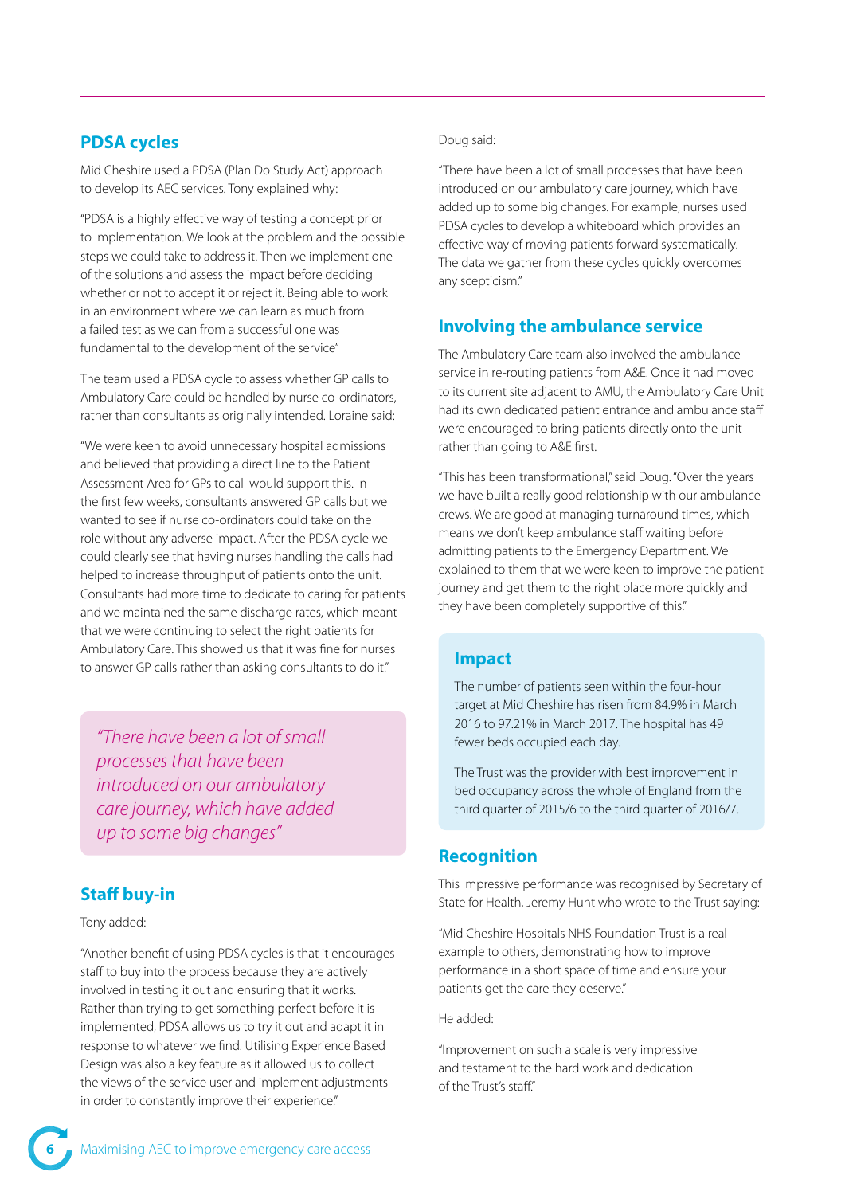## PDSA cycles

Mid Cheshire used a PDSA (Plan Do Study Act) approach to develop its AEC services. Tony explained why:

"PDSA is a highly effective way of testing a concept prior to implementation. We look at the problem and the possible steps we could take to address it. Then we implement one of the solutions and assess the impact before deciding whether or not to accept it or reject it. Being able to work in an environment where we can learn as much from a failed test as we can from a successful one was fundamental to the development of the service"

The team used a PDSA cycle to assess whether GP calls to Ambulatory Care could be handled by nurse co-ordinators, rather than consultants as originally intended. Loraine said:

"We were keen to avoid unnecessary hospital admissions and believed that providing a direct line to the Patient Assessment Area for GPs to call would support this. In the first few weeks, consultants answered GP calls but we wanted to see if nurse co-ordinators could take on the role without any adverse impact. After the PDSA cycle we could clearly see that having nurses handling the calls had helped to increase throughput of patients onto the unit. Consultants had more time to dedicate to caring for patients and we maintained the same discharge rates, which meant that we were continuing to select the right patients for Ambulatory Care. This showed us that it was fine for nurses to answer GP calls rather than asking consultants to do it."

> *"There have been a lot of small processes that have been introduced on our ambulatory care journey, which have added up to some big changes"*

## Staff buy-in

Tony added:

"Another benefit of using PDSA cycles is that it encourages staff to buy into the process because they are actively involved in testing it out and ensuring that it works. Rather than trying to get something perfect before it is implemented, PDSA allows us to try it out and adapt it in response to whatever we find. Utilising Experience Based Design was also a key feature as it allowed us to collect the views of the service user and implement adjustments in order to constantly improve their experience."

Doug said:

"There have been a lot of small processes that have been introduced on our ambulatory care journey, which have added up to some big changes. For example, nurses used PDSA cycles to develop a whiteboard which provides an effective way of moving patients forward systematically. The data we gather from these cycles quickly overcomes any scepticism."

## Involving the ambulance service

The Ambulatory Care team also involved the ambulance service in re-routing patients from A&E. Once it had moved to its current site adjacent to AMU, the Ambulatory Care Unit had its own dedicated patient entrance and ambulance staff were encouraged to bring patients directly onto the unit rather than going to A&E first.

"This has been transformational," said Doug. "Over the years we have built a really good relationship with our ambulance crews. We are good at managing turnaround times, which means we don't keep ambulance staff waiting before admitting patients to the Emergency Department. We explained to them that we were keen to improve the patient journey and get them to the right place more quickly and they have been completely supportive of this."

### Impact

The number of patients seen within the four-hour target at Mid Cheshire has risen from 84.9% in March 2016 to 97.21% in March 2017. The hospital has 49 fewer beds occupied each day.

The Trust was the provider with best improvement in bed occupancy across the whole of England from the third quarter of 2015/6 to the third quarter of 2016/7.

## Recognition

This impressive performance was recognised by Secretary of State for Health, Jeremy Hunt who wrote to the Trust saying:

"Mid Cheshire Hospitals NHS Foundation Trust is a real example to others, demonstrating how to improve performance in a short space of time and ensure your patients get the care they deserve."

He added:

"Improvement on such a scale is very impressive and testament to the hard work and dedication of the Trust's staff."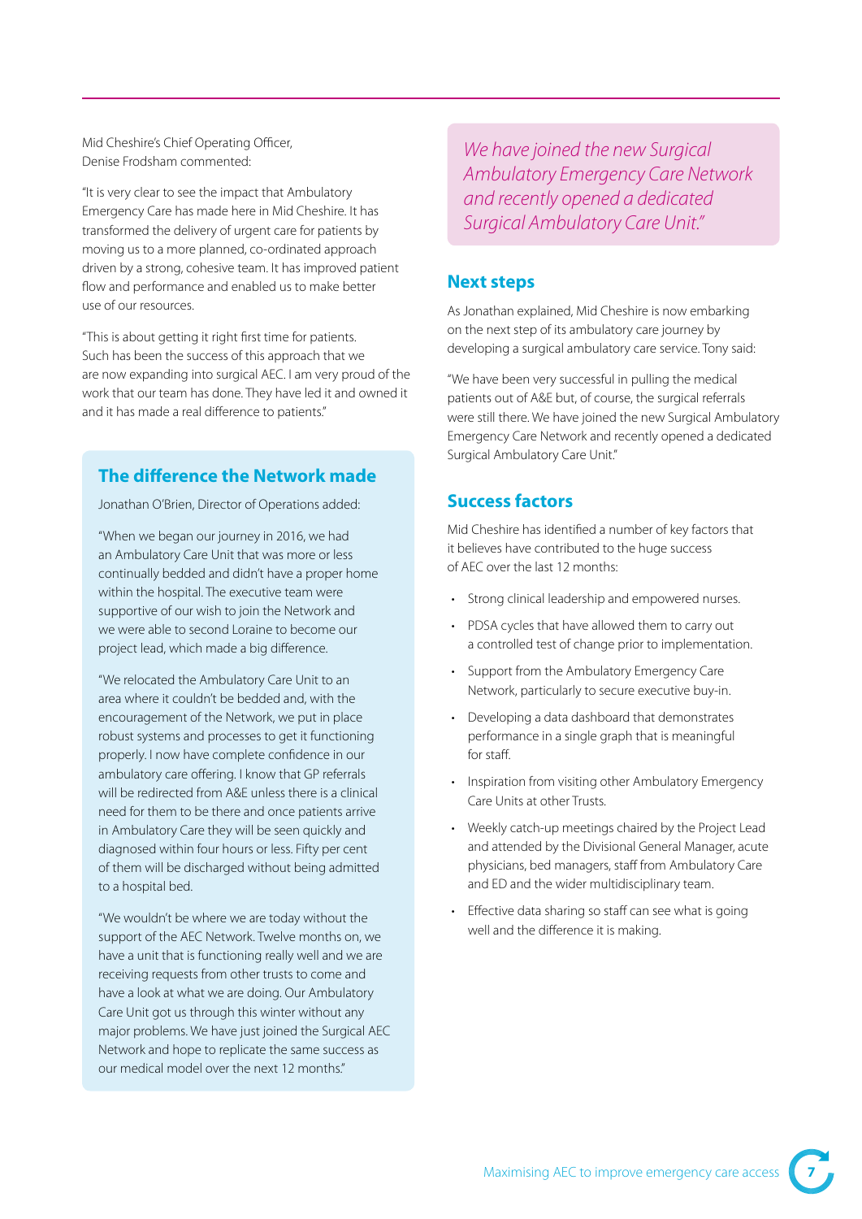Mid Cheshire's Chief Operating Officer, Denise Frodsham commented:

"It is very clear to see the impact that Ambulatory Emergency Care has made here in Mid Cheshire. It has transformed the delivery of urgent care for patients by moving us to a more planned, co-ordinated approach driven by a strong, cohesive team. It has improved patient flow and performance and enabled us to make better use of our resources.

"This is about getting it right first time for patients. Such has been the success of this approach that we are now expanding into surgical AEC. I am very proud of the work that our team has done. They have led it and owned it and it has made a real difference to patients."

## The difference the Network made

Jonathan O'Brien, Director of Operations added:

"When we began our journey in 2016, we had an Ambulatory Care Unit that was more or less continually bedded and didn't have a proper home within the hospital. The executive team were supportive of our wish to join the Network and we were able to second Loraine to become our project lead, which made a big difference.

"We relocated the Ambulatory Care Unit to an area where it couldn't be bedded and, with the encouragement of the Network, we put in place robust systems and processes to get it functioning properly. I now have complete confidence in our ambulatory care offering. I know that GP referrals will be redirected from A&E unless there is a clinical need for them to be there and once patients arrive in Ambulatory Care they will be seen quickly and diagnosed within four hours or less. Fifty per cent of them will be discharged without being admitted to a hospital bed.

"We wouldn't be where we are today without the support of the AEC Network. Twelve months on, we have a unit that is functioning really well and we are receiving requests from other trusts to come and have a look at what we are doing. Our Ambulatory Care Unit got us through this winter without any major problems. We have just joined the Surgical AEC Network and hope to replicate the same success as our medical model over the next 12 months."

*We have joined the new Surgical Ambulatory Emergency Care Network and recently opened a dedicated Surgical Ambulatory Care Unit."*

## Next steps

As Jonathan explained, Mid Cheshire is now embarking on the next step of its ambulatory care journey by developing a surgical ambulatory care service. Tony said:

"We have been very successful in pulling the medical patients out of A&E but, of course, the surgical referrals were still there. We have joined the new Surgical Ambulatory Emergency Care Network and recently opened a dedicated Surgical Ambulatory Care Unit."

## Success factors

Mid Cheshire has identified a number of key factors that it believes have contributed to the huge success of AEC over the last 12 months:

- Strong clinical leadership and empowered nurses.
- PDSA cycles that have allowed them to carry out a controlled test of change prior to implementation.
- Support from the Ambulatory Emergency Care Network, particularly to secure executive buy-in.
- Developing a data dashboard that demonstrates performance in a single graph that is meaningful for staff.
- Inspiration from visiting other Ambulatory Emergency Care Units at other Trusts.
- Weekly catch-up meetings chaired by the Project Lead and attended by the Divisional General Manager, acute physicians, bed managers, staff from Ambulatory Care and ED and the wider multidisciplinary team.
- Effective data sharing so staff can see what is going well and the difference it is making.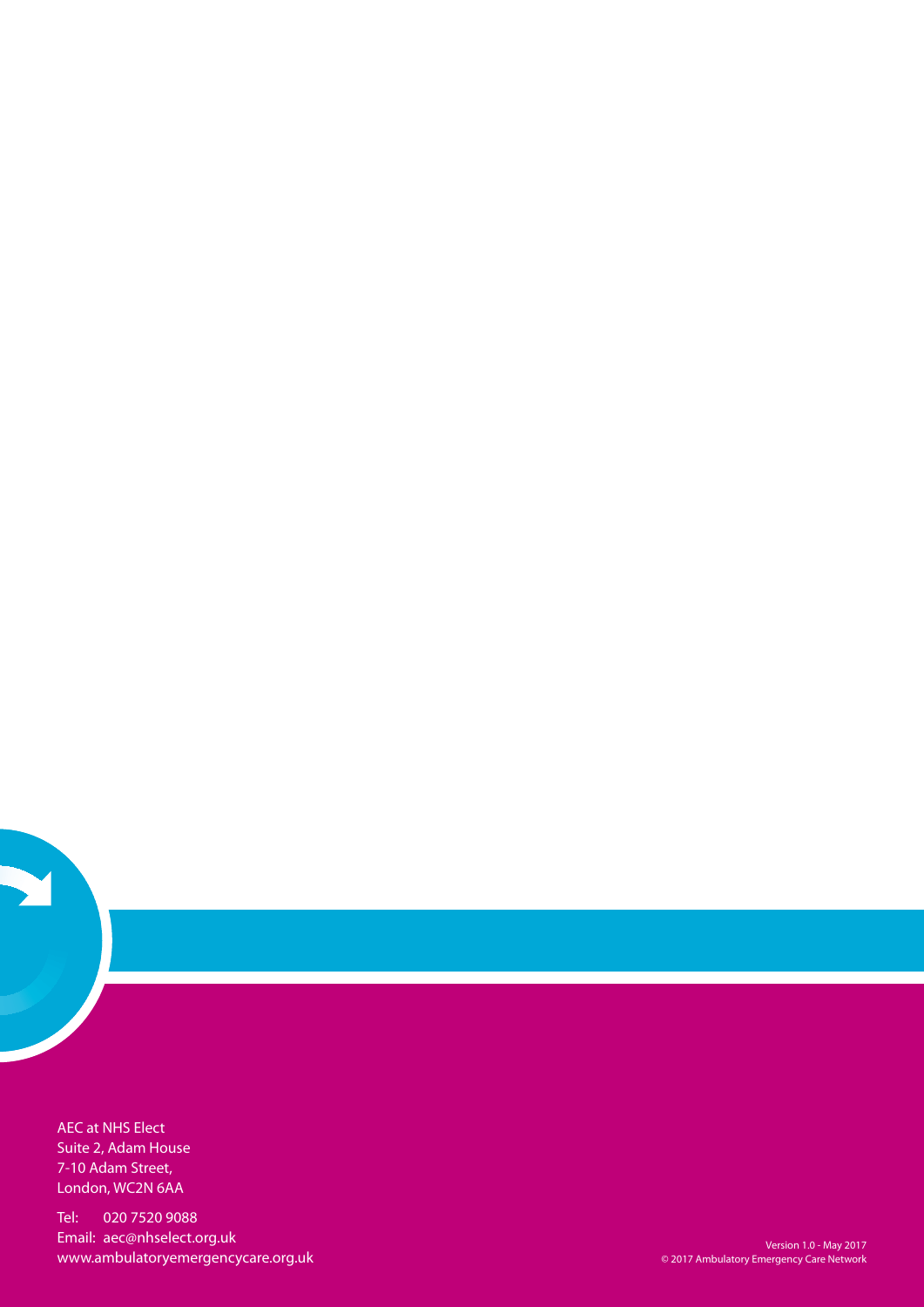AEC at NHS Elect
Suite 2, Adam House
7-10 Adam Street,
London, WC2N 6AA

Tel: 020 7520 9088
Email: aec@nhselect.org.uk
www.ambulatoryemergencycare.org.uk

Version 1.0 - May 2017
© 2017 Ambulatory Emergency Care Network